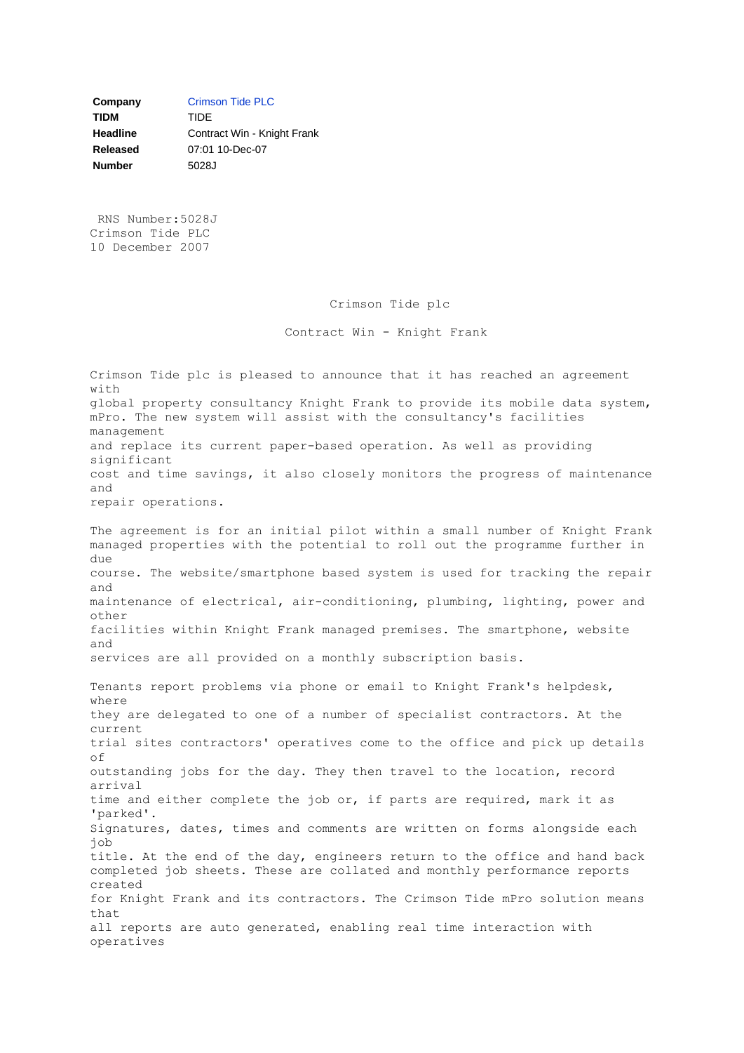| Company | Crimson Tide PLC |
| --- | --- |
| TIDM | TIDE |
| Headline | Contract Win - Knight Frank |
| Released | 07:01 10-Dec-07 |
| Number | 5028J |

RNS Number:5028J
Crimson Tide PLC
10 December 2007

Crimson Tide plc

Contract Win - Knight Frank

Crimson Tide plc is pleased to announce that it has reached an agreement with global property consultancy Knight Frank to provide its mobile data system, mPro. The new system will assist with the consultancy's facilities management and replace its current paper-based operation. As well as providing significant cost and time savings, it also closely monitors the progress of maintenance and repair operations.

The agreement is for an initial pilot within a small number of Knight Frank managed properties with the potential to roll out the programme further in due course. The website/smartphone based system is used for tracking the repair and maintenance of electrical, air-conditioning, plumbing, lighting, power and other facilities within Knight Frank managed premises. The smartphone, website and services are all provided on a monthly subscription basis.

Tenants report problems via phone or email to Knight Frank's helpdesk, where they are delegated to one of a number of specialist contractors. At the current trial sites contractors' operatives come to the office and pick up details of outstanding jobs for the day. They then travel to the location, record arrival time and either complete the job or, if parts are required, mark it as 'parked'. Signatures, dates, times and comments are written on forms alongside each job title. At the end of the day, engineers return to the office and hand back completed job sheets. These are collated and monthly performance reports created for Knight Frank and its contractors. The Crimson Tide mPro solution means that all reports are auto generated, enabling real time interaction with operatives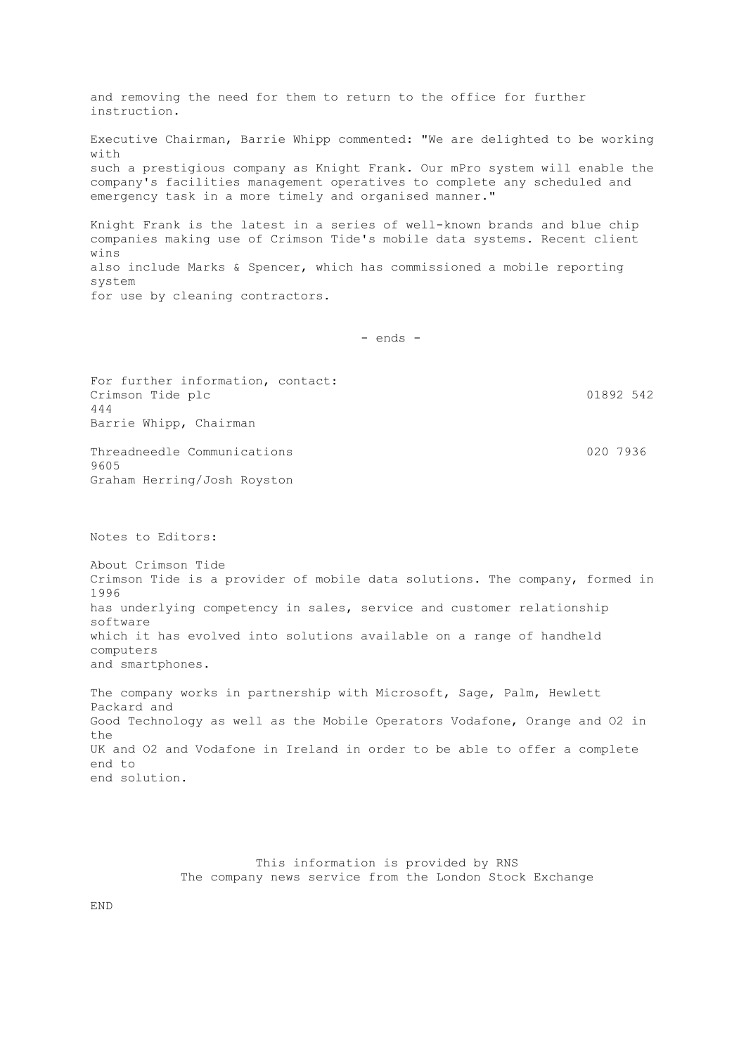and removing the need for them to return to the office for further instruction.

Executive Chairman, Barrie Whipp commented: "We are delighted to be working with such a prestigious company as Knight Frank. Our mPro system will enable the company's facilities management operatives to complete any scheduled and emergency task in a more timely and organised manner."

Knight Frank is the latest in a series of well-known brands and blue chip companies making use of Crimson Tide's mobile data systems. Recent client wins also include Marks & Spencer, which has commissioned a mobile reporting system for use by cleaning contractors.

- ends -

For further information, contact:

Crimson Tide plc 01892 542 444
Barrie Whipp, Chairman

Threadneedle Communications 020 7936 9605
Graham Herring/Josh Royston

Notes to Editors:

About Crimson Tide

Crimson Tide is a provider of mobile data solutions. The company, formed in 1996 has underlying competency in sales, service and customer relationship software which it has evolved into solutions available on a range of handheld computers and smartphones.

The company works in partnership with Microsoft, Sage, Palm, Hewlett Packard and Good Technology as well as the Mobile Operators Vodafone, Orange and O2 in the UK and O2 and Vodafone in Ireland in order to be able to offer a complete end to end solution.

This information is provided by RNS
The company news service from the London Stock Exchange

END